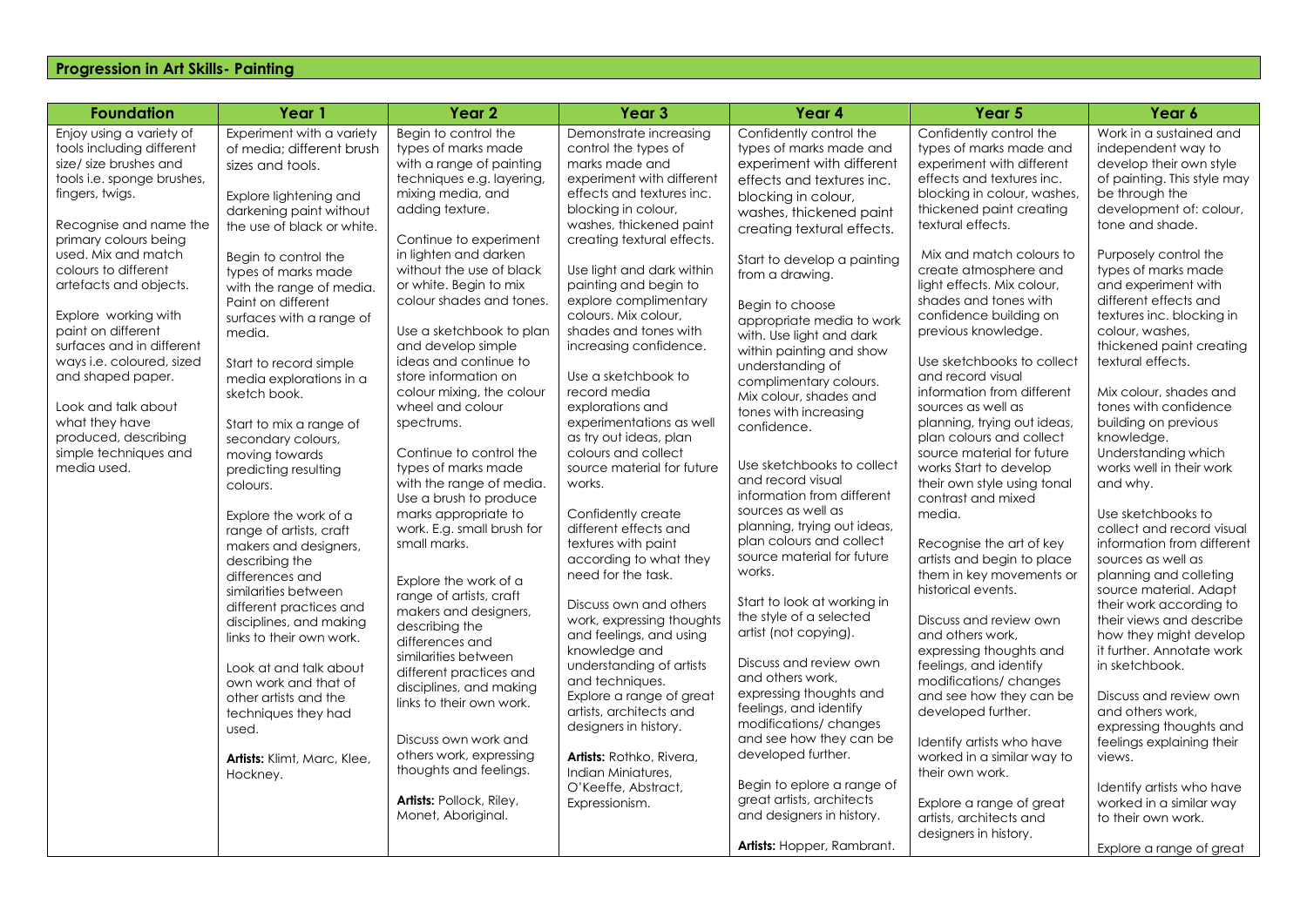## Progression in Art Skills- Painting

| Foundation | Year 1 | Year 2 | Year 3 | Year 4 | Year 5 | Year 6 |
|---|---|---|---|---|---|---|
| Enjoy using a variety of tools including different size/ size brushes and tools i.e. sponge brushes, fingers, twigs.<br><br>Recognise and name the primary colours being used. Mix and match colours to different artefacts and objects.<br><br>Explore working with paint on different surfaces and in different ways i.e. coloured, sized and shaped paper.<br><br>Look and talk about what they have produced, describing simple techniques and media used. | Experiment with a variety of media; different brush sizes and tools.<br><br>Explore lightening and darkening paint without the use of black or white.<br><br>Begin to control the types of marks made with the range of media. Paint on different surfaces with a range of media.<br><br>Start to record simple media explorations in a sketch book.<br><br>Start to mix a range of secondary colours, moving towards predicting resulting colours.<br><br>Explore the work of a range of artists, craft makers and designers, describing the differences and similarities between different practices and disciplines, and making links to their own work.<br><br>Look at and talk about own work and that of other artists and the techniques they had used.<br><br>**Artists:** Klimt, Marc, Klee, Hockney. | Begin to control the types of marks made with a range of painting techniques e.g. layering, mixing media, and adding texture.<br><br>Continue to experiment in lighten and darken without the use of black or white. Begin to mix colour shades and tones.<br><br>Use a sketchbook to plan and develop simple ideas and continue to store information on colour mixing, the colour wheel and colour spectrums.<br><br>Continue to control the types of marks made with the range of media. Use a brush to produce marks appropriate to work. E.g. small brush for small marks.<br><br>Explore the work of a range of artists, craft makers and designers, describing the differences and similarities between different practices and disciplines, and making links to their own work.<br><br>Discuss own work and others work, expressing thoughts and feelings.<br><br>**Artists:** Pollock, Riley, Monet, Aboriginal. | Demonstrate increasing control the types of marks made and experiment with different effects and textures inc. blocking in colour, washes, thickened paint creating textural effects.<br><br>Use light and dark within painting and begin to explore complimentary colours. Mix colour, shades and tones with increasing confidence.<br><br>Use a sketchbook to record media explorations and experimentations as well as try out ideas, plan colours and collect source material for future works.<br><br>Confidently create different effects and textures with paint according to what they need for the task.<br><br>Discuss own and others work, expressing thoughts and feelings, and using knowledge and understanding of artists and techniques.<br>Explore a range of great artists, architects and designers in history.<br><br>**Artists:** Rothko, Rivera, Indian Miniatures, O'Keeffe, Abstract, Expressionism. | Confidently control the types of marks made and experiment with different effects and textures inc. blocking in colour, washes, thickened paint creating textural effects.<br><br>Start to develop a painting from a drawing.<br><br>Begin to choose appropriate media to work with. Use light and dark within painting and show understanding of complimentary colours. Mix colour, shades and tones with increasing confidence.<br><br>Use sketchbooks to collect and record visual information from different sources as well as planning, trying out ideas, plan colours and collect source material for future works.<br><br>Start to look at working in the style of a selected artist (not copying).<br><br>Discuss and review own and others work, expressing thoughts and feelings, and identify modifications/ changes and see how they can be developed further.<br><br>Begin to eplore a range of great artists, architects and designers in history.<br><br>**Artists:** Hopper, Rambrant. | Confidently control the types of marks made and experiment with different effects and textures inc. blocking in colour, washes, thickened paint creating textural effects.<br><br>Mix and match colours to create atmosphere and light effects. Mix colour, shades and tones with confidence building on previous knowledge.<br><br>Use sketchbooks to collect and record visual information from different sources as well as planning, trying out ideas, plan colours and collect source material for future works Start to develop their own style using tonal contrast and mixed media.<br><br>Recognise the art of key artists and begin to place them in key movements or historical events.<br><br>Discuss and review own and others work, expressing thoughts and feelings, and identify modifications/ changes and see how they can be developed further.<br><br>Identify artists who have worked in a similar way to their own work.<br><br>Explore a range of great artists, architects and designers in history. | Work in a sustained and independent way to develop their own style of painting. This style may be through the development of: colour, tone and shade.<br><br>Purposely control the types of marks made and experiment with different effects and textures inc. blocking in colour, washes, thickened paint creating textural effects.<br><br>Mix colour, shades and tones with confidence building on previous knowledge. Understanding which works well in their work and why.<br><br>Use sketchbooks to collect and record visual information from different sources as well as planning and colleting source material. Adapt their work according to their views and describe how they might develop it further. Annotate work in sketchbook.<br><br>Discuss and review own and others work, expressing thoughts and feelings explaining their views.<br><br>Identify artists who have worked in a similar way to their own work.<br><br>Explore a range of great |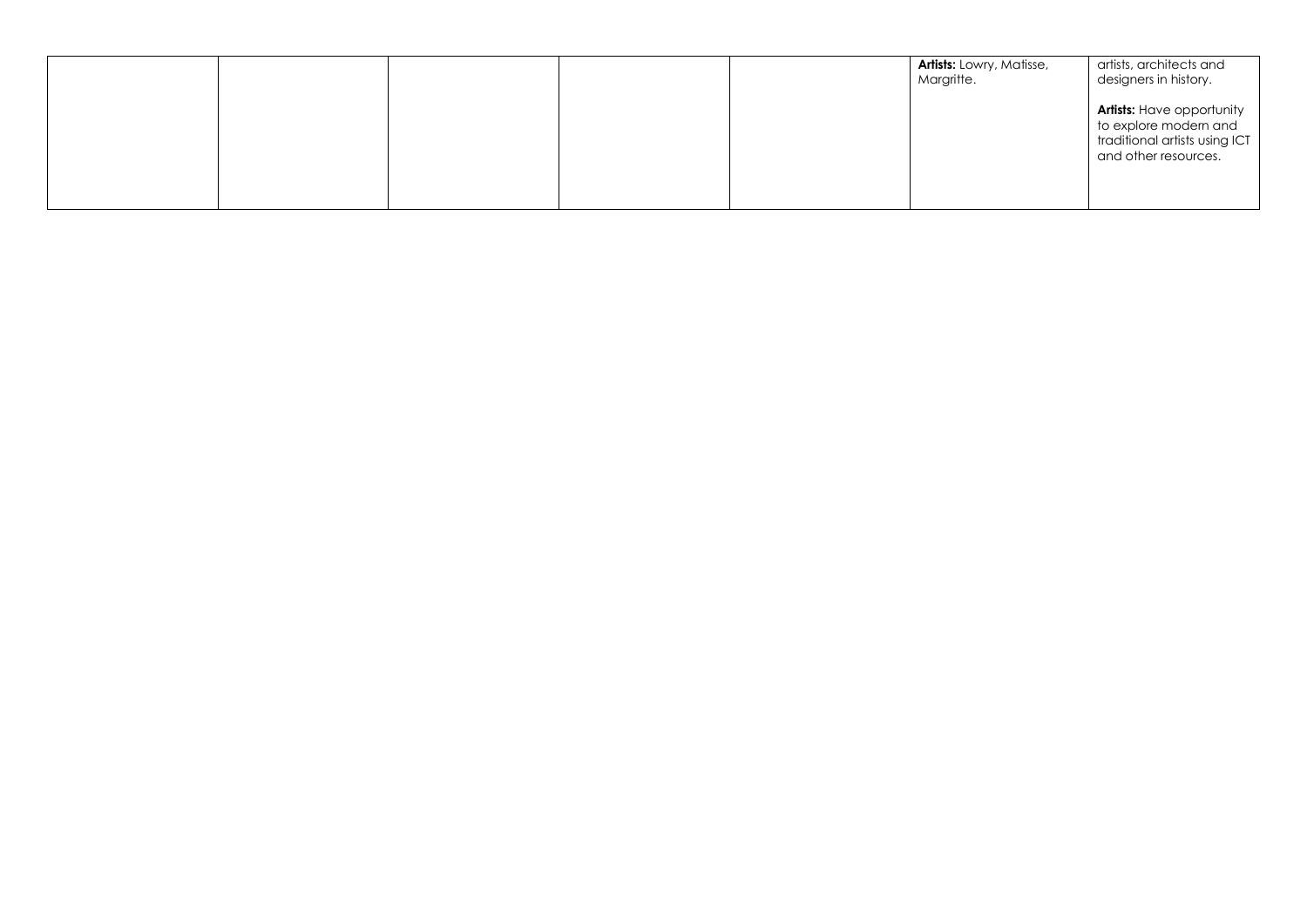| | | | | | | |
|---|---|---|---|---|---|---|
| | | | | | **Artists:** Lowry, Matisse, Margritte. | artists, architects and designers in history.<br><br>**Artists:** Have opportunity to explore modern and traditional artists using ICT and other resources. |